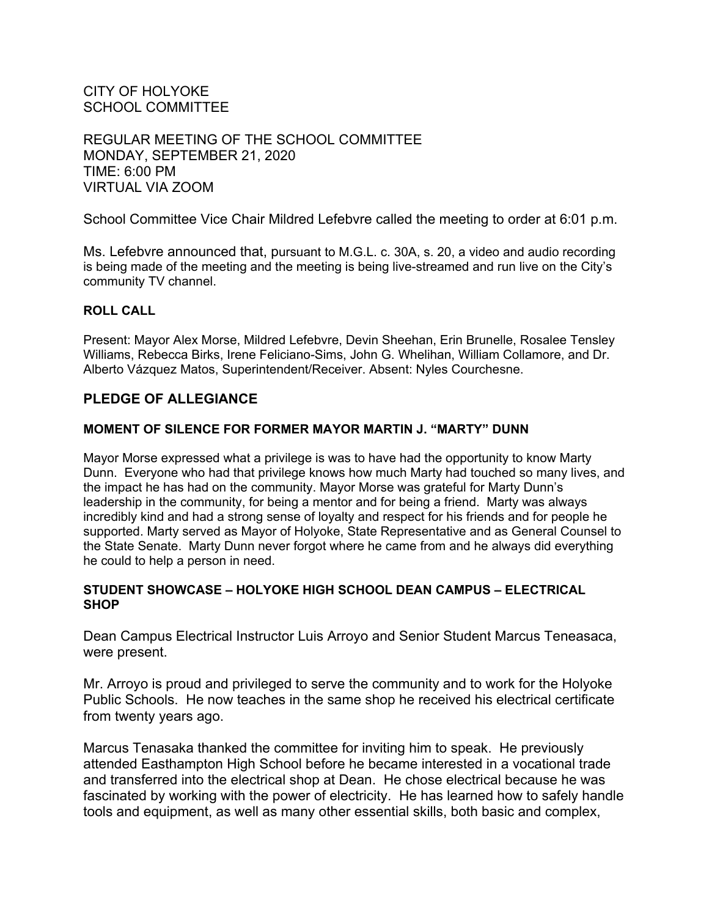CITY OF HOLYOKE
SCHOOL COMMITTEE

REGULAR MEETING OF THE SCHOOL COMMITTEE
MONDAY, SEPTEMBER 21, 2020
TIME: 6:00 PM
VIRTUAL VIA ZOOM

School Committee Vice Chair Mildred Lefebvre called the meeting to order at 6:01 p.m.

Ms. Lefebvre announced that, pursuant to M.G.L. c. 30A, s. 20, a video and audio recording is being made of the meeting and the meeting is being live-streamed and run live on the City's community TV channel.

**ROLL CALL**

Present: Mayor Alex Morse, Mildred Lefebvre, Devin Sheehan, Erin Brunelle, Rosalee Tensley Williams, Rebecca Birks, Irene Feliciano-Sims, John G. Whelihan, William Collamore, and Dr. Alberto Vázquez Matos, Superintendent/Receiver. Absent: Nyles Courchesne.

## PLEDGE OF ALLEGIANCE

**MOMENT OF SILENCE FOR FORMER MAYOR MARTIN J. "MARTY" DUNN**

Mayor Morse expressed what a privilege is was to have had the opportunity to know Marty Dunn. Everyone who had that privilege knows how much Marty had touched so many lives, and the impact he has had on the community. Mayor Morse was grateful for Marty Dunn's leadership in the community, for being a mentor and for being a friend. Marty was always incredibly kind and had a strong sense of loyalty and respect for his friends and for people he supported. Marty served as Mayor of Holyoke, State Representative and as General Counsel to the State Senate. Marty Dunn never forgot where he came from and he always did everything he could to help a person in need.

**STUDENT SHOWCASE – HOLYOKE HIGH SCHOOL DEAN CAMPUS – ELECTRICAL SHOP**

Dean Campus Electrical Instructor Luis Arroyo and Senior Student Marcus Teneasaca, were present.

Mr. Arroyo is proud and privileged to serve the community and to work for the Holyoke Public Schools. He now teaches in the same shop he received his electrical certificate from twenty years ago.

Marcus Tenasaka thanked the committee for inviting him to speak. He previously attended Easthampton High School before he became interested in a vocational trade and transferred into the electrical shop at Dean. He chose electrical because he was fascinated by working with the power of electricity. He has learned how to safely handle tools and equipment, as well as many other essential skills, both basic and complex,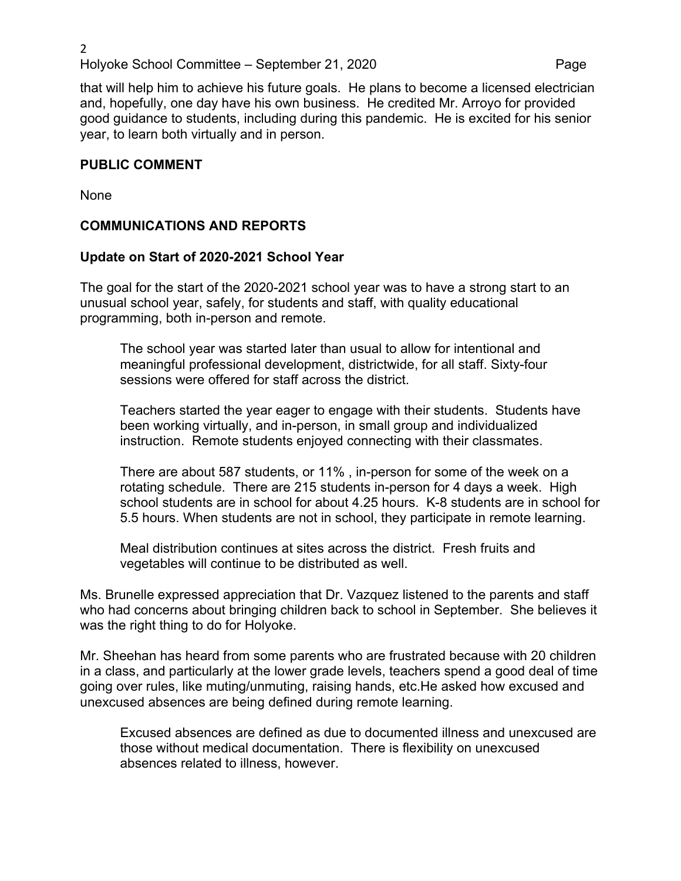that will help him to achieve his future goals. He plans to become a licensed electrician and, hopefully, one day have his own business. He credited Mr. Arroyo for provided good guidance to students, including during this pandemic. He is excited for his senior year, to learn both virtually and in person.

**PUBLIC COMMENT**

None

**COMMUNICATIONS AND REPORTS**

**Update on Start of 2020-2021 School Year**

The goal for the start of the 2020-2021 school year was to have a strong start to an unusual school year, safely, for students and staff, with quality educational programming, both in-person and remote.

> The school year was started later than usual to allow for intentional and meaningful professional development, districtwide, for all staff. Sixty-four sessions were offered for staff across the district.
>
> Teachers started the year eager to engage with their students. Students have been working virtually, and in-person, in small group and individualized instruction. Remote students enjoyed connecting with their classmates.
>
> There are about 587 students, or 11% , in-person for some of the week on a rotating schedule. There are 215 students in-person for 4 days a week. High school students are in school for about 4.25 hours. K-8 students are in school for 5.5 hours. When students are not in school, they participate in remote learning.
>
> Meal distribution continues at sites across the district. Fresh fruits and vegetables will continue to be distributed as well.

Ms. Brunelle expressed appreciation that Dr. Vazquez listened to the parents and staff who had concerns about bringing children back to school in September. She believes it was the right thing to do for Holyoke.

Mr. Sheehan has heard from some parents who are frustrated because with 20 children in a class, and particularly at the lower grade levels, teachers spend a good deal of time going over rules, like muting/unmuting, raising hands, etc.He asked how excused and unexcused absences are being defined during remote learning.

> Excused absences are defined as due to documented illness and unexcused are those without medical documentation. There is flexibility on unexcused absences related to illness, however.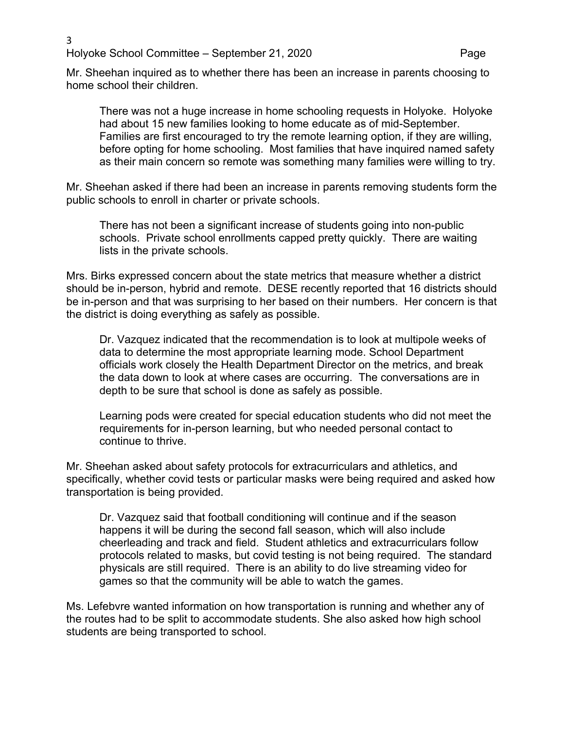Mr. Sheehan inquired as to whether there has been an increase in parents choosing to home school their children.

> There was not a huge increase in home schooling requests in Holyoke. Holyoke had about 15 new families looking to home educate as of mid-September. Families are first encouraged to try the remote learning option, if they are willing, before opting for home schooling. Most families that have inquired named safety as their main concern so remote was something many families were willing to try.

Mr. Sheehan asked if there had been an increase in parents removing students form the public schools to enroll in charter or private schools.

> There has not been a significant increase of students going into non-public schools. Private school enrollments capped pretty quickly. There are waiting lists in the private schools.

Mrs. Birks expressed concern about the state metrics that measure whether a district should be in-person, hybrid and remote. DESE recently reported that 16 districts should be in-person and that was surprising to her based on their numbers. Her concern is that the district is doing everything as safely as possible.

> Dr. Vazquez indicated that the recommendation is to look at multipole weeks of data to determine the most appropriate learning mode. School Department officials work closely the Health Department Director on the metrics, and break the data down to look at where cases are occurring. The conversations are in depth to be sure that school is done as safely as possible.
>
> Learning pods were created for special education students who did not meet the requirements for in-person learning, but who needed personal contact to continue to thrive.

Mr. Sheehan asked about safety protocols for extracurriculars and athletics, and specifically, whether covid tests or particular masks were being required and asked how transportation is being provided.

> Dr. Vazquez said that football conditioning will continue and if the season happens it will be during the second fall season, which will also include cheerleading and track and field. Student athletics and extracurriculars follow protocols related to masks, but covid testing is not being required. The standard physicals are still required. There is an ability to do live streaming video for games so that the community will be able to watch the games.

Ms. Lefebvre wanted information on how transportation is running and whether any of the routes had to be split to accommodate students. She also asked how high school students are being transported to school.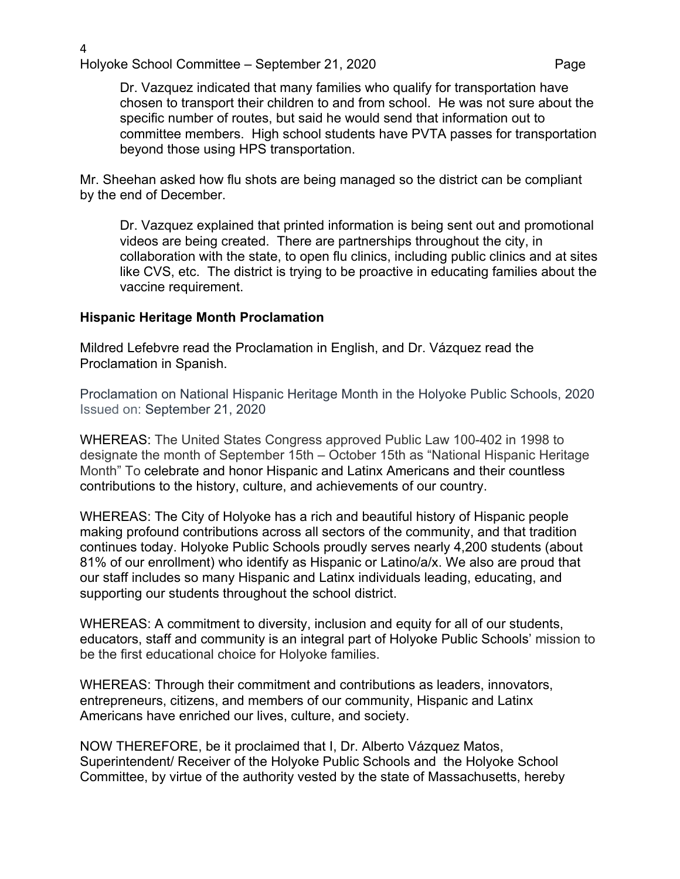Dr. Vazquez indicated that many families who qualify for transportation have chosen to transport their children to and from school. He was not sure about the specific number of routes, but said he would send that information out to committee members. High school students have PVTA passes for transportation beyond those using HPS transportation.

Mr. Sheehan asked how flu shots are being managed so the district can be compliant by the end of December.

Dr. Vazquez explained that printed information is being sent out and promotional videos are being created. There are partnerships throughout the city, in collaboration with the state, to open flu clinics, including public clinics and at sites like CVS, etc. The district is trying to be proactive in educating families about the vaccine requirement.

**Hispanic Heritage Month Proclamation**

Mildred Lefebvre read the Proclamation in English, and Dr. Vázquez read the Proclamation in Spanish.

Proclamation on National Hispanic Heritage Month in the Holyoke Public Schools, 2020
Issued on: September 21, 2020

WHEREAS: The United States Congress approved Public Law 100-402 in 1998 to designate the month of September 15th – October 15th as "National Hispanic Heritage Month" To celebrate and honor Hispanic and Latinx Americans and their countless contributions to the history, culture, and achievements of our country.

WHEREAS: The City of Holyoke has a rich and beautiful history of Hispanic people making profound contributions across all sectors of the community, and that tradition continues today. Holyoke Public Schools proudly serves nearly 4,200 students (about 81% of our enrollment) who identify as Hispanic or Latino/a/x. We also are proud that our staff includes so many Hispanic and Latinx individuals leading, educating, and supporting our students throughout the school district.

WHEREAS: A commitment to diversity, inclusion and equity for all of our students, educators, staff and community is an integral part of Holyoke Public Schools' mission to be the first educational choice for Holyoke families.

WHEREAS: Through their commitment and contributions as leaders, innovators, entrepreneurs, citizens, and members of our community, Hispanic and Latinx Americans have enriched our lives, culture, and society.

NOW THEREFORE, be it proclaimed that I, Dr. Alberto Vázquez Matos, Superintendent/ Receiver of the Holyoke Public Schools and the Holyoke School Committee, by virtue of the authority vested by the state of Massachusetts, hereby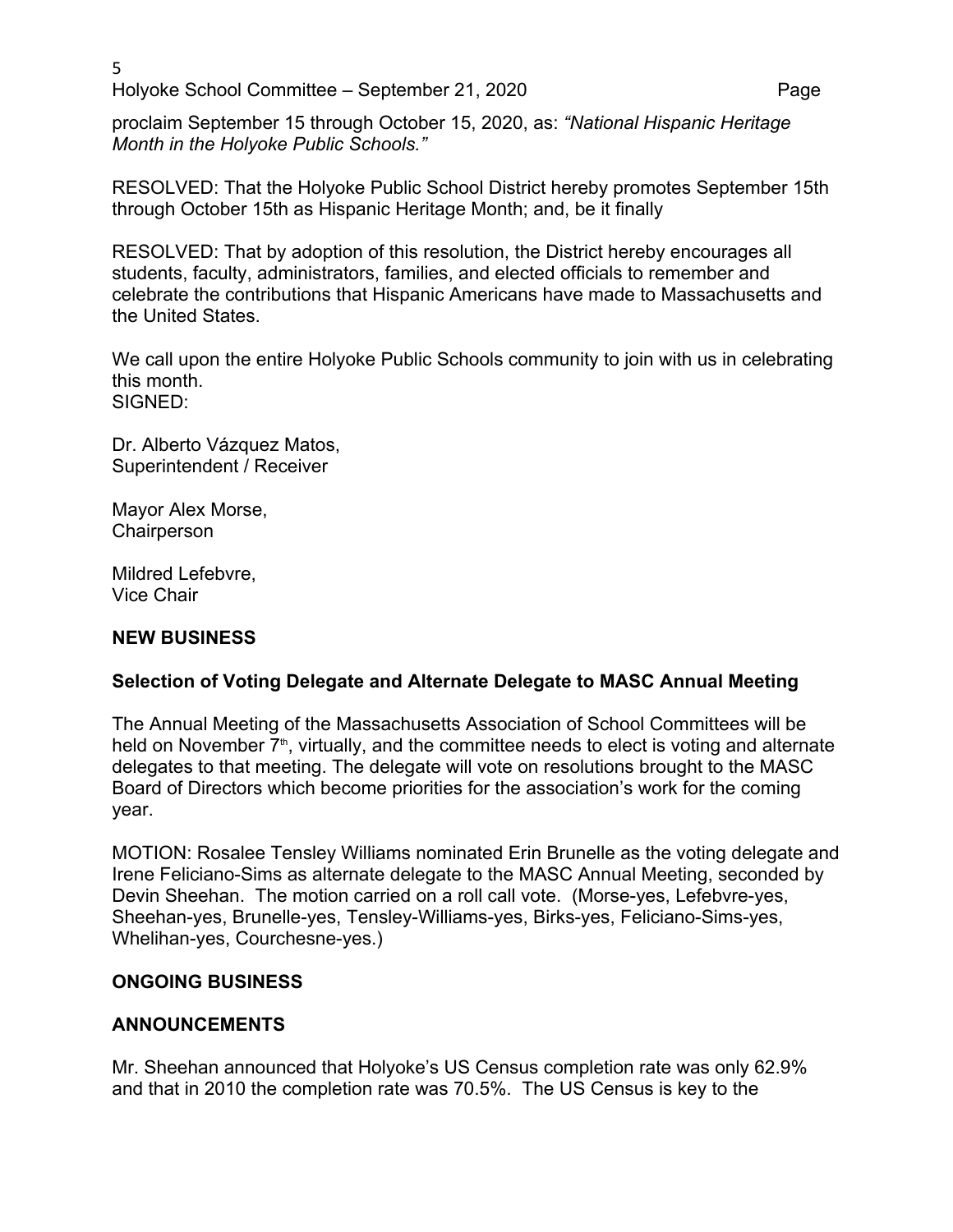proclaim September 15 through October 15, 2020, as: *“National Hispanic Heritage Month in the Holyoke Public Schools.”*

RESOLVED: That the Holyoke Public School District hereby promotes September 15th through October 15th as Hispanic Heritage Month; and, be it finally

RESOLVED: That by adoption of this resolution, the District hereby encourages all students, faculty, administrators, families, and elected officials to remember and celebrate the contributions that Hispanic Americans have made to Massachusetts and the United States.

We call upon the entire Holyoke Public Schools community to join with us in celebrating this month.
SIGNED:

Dr. Alberto Vázquez Matos,
Superintendent / Receiver

Mayor Alex Morse,
Chairperson

Mildred Lefebvre,
Vice Chair

## NEW BUSINESS

### Selection of Voting Delegate and Alternate Delegate to MASC Annual Meeting

The Annual Meeting of the Massachusetts Association of School Committees will be held on November 7th, virtually, and the committee needs to elect is voting and alternate delegates to that meeting. The delegate will vote on resolutions brought to the MASC Board of Directors which become priorities for the association’s work for the coming year.

MOTION: Rosalee Tensley Williams nominated Erin Brunelle as the voting delegate and Irene Feliciano-Sims as alternate delegate to the MASC Annual Meeting, seconded by Devin Sheehan. The motion carried on a roll call vote. (Morse-yes, Lefebvre-yes, Sheehan-yes, Brunelle-yes, Tensley-Williams-yes, Birks-yes, Feliciano-Sims-yes, Whelihan-yes, Courchesne-yes.)

## ONGOING BUSINESS

## ANNOUNCEMENTS

Mr. Sheehan announced that Holyoke’s US Census completion rate was only 62.9% and that in 2010 the completion rate was 70.5%. The US Census is key to the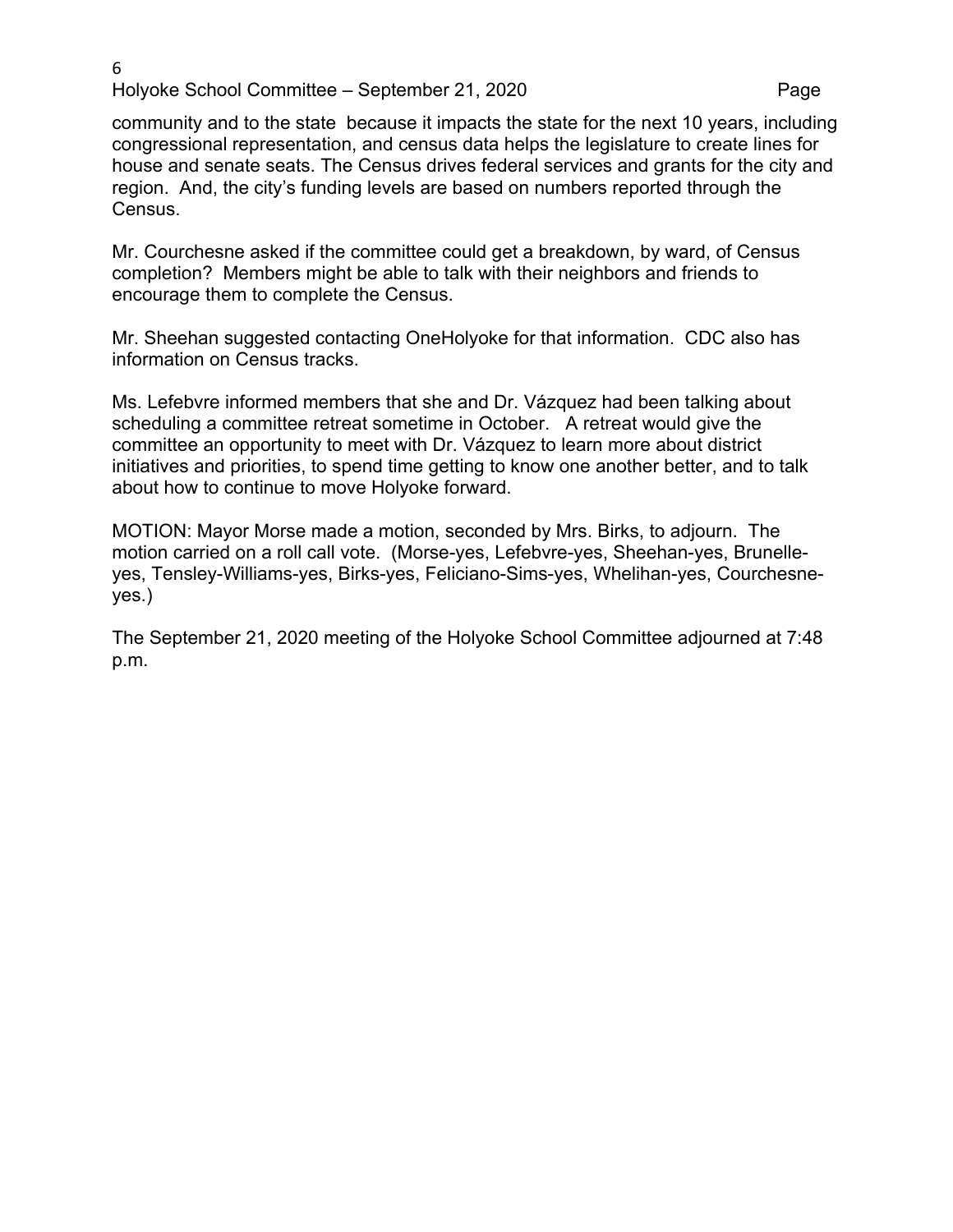community and to the state because it impacts the state for the next 10 years, including congressional representation, and census data helps the legislature to create lines for house and senate seats. The Census drives federal services and grants for the city and region. And, the city's funding levels are based on numbers reported through the Census.

Mr. Courchesne asked if the committee could get a breakdown, by ward, of Census completion? Members might be able to talk with their neighbors and friends to encourage them to complete the Census.

Mr. Sheehan suggested contacting OneHolyoke for that information. CDC also has information on Census tracks.

Ms. Lefebvre informed members that she and Dr. Vázquez had been talking about scheduling a committee retreat sometime in October. A retreat would give the committee an opportunity to meet with Dr. Vázquez to learn more about district initiatives and priorities, to spend time getting to know one another better, and to talk about how to continue to move Holyoke forward.

MOTION: Mayor Morse made a motion, seconded by Mrs. Birks, to adjourn. The motion carried on a roll call vote. (Morse-yes, Lefebvre-yes, Sheehan-yes, Brunelle-yes, Tensley-Williams-yes, Birks-yes, Feliciano-Sims-yes, Whelihan-yes, Courchesne-yes.)

The September 21, 2020 meeting of the Holyoke School Committee adjourned at 7:48 p.m.